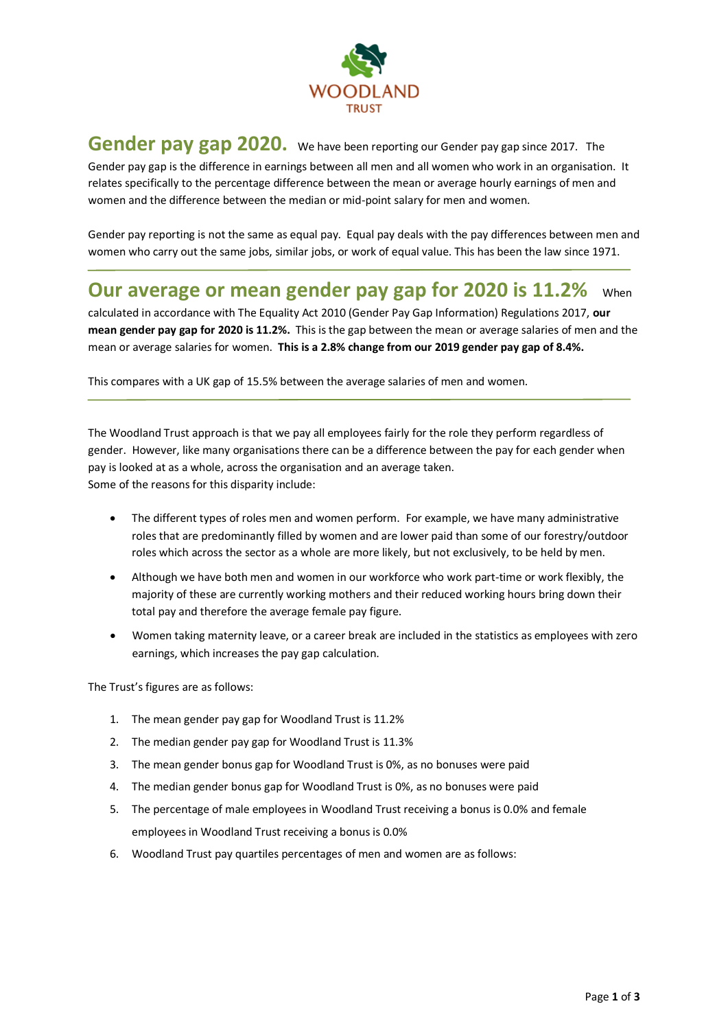WOODLAND TRUST

## Gender pay gap 2020.

We have been reporting our Gender pay gap since 2017. The Gender pay gap is the difference in earnings between all men and all women who work in an organisation. It relates specifically to the percentage difference between the mean or average hourly earnings of men and women and the difference between the median or mid-point salary for men and women.

Gender pay reporting is not the same as equal pay. Equal pay deals with the pay differences between men and women who carry out the same jobs, similar jobs, or work of equal value. This has been the law since 1971.

## Our average or mean gender pay gap for 2020 is 11.2%

When calculated in accordance with The Equality Act 2010 (Gender Pay Gap Information) Regulations 2017, **our mean gender pay gap for 2020 is 11.2%.** This is the gap between the mean or average salaries of men and the mean or average salaries for women. **This is a 2.8% change from our 2019 gender pay gap of 8.4%.**

This compares with a UK gap of 15.5% between the average salaries of men and women.

The Woodland Trust approach is that we pay all employees fairly for the role they perform regardless of gender. However, like many organisations there can be a difference between the pay for each gender when pay is looked at as a whole, across the organisation and an average taken.
Some of the reasons for this disparity include:

- The different types of roles men and women perform. For example, we have many administrative roles that are predominantly filled by women and are lower paid than some of our forestry/outdoor roles which across the sector as a whole are more likely, but not exclusively, to be held by men.
- Although we have both men and women in our workforce who work part-time or work flexibly, the majority of these are currently working mothers and their reduced working hours bring down their total pay and therefore the average female pay figure.
- Women taking maternity leave, or a career break are included in the statistics as employees with zero earnings, which increases the pay gap calculation.

The Trust's figures are as follows:

1. The mean gender pay gap for Woodland Trust is 11.2%
2. The median gender pay gap for Woodland Trust is 11.3%
3. The mean gender bonus gap for Woodland Trust is 0%, as no bonuses were paid
4. The median gender bonus gap for Woodland Trust is 0%, as no bonuses were paid
5. The percentage of male employees in Woodland Trust receiving a bonus is 0.0% and female employees in Woodland Trust receiving a bonus is 0.0%
6. Woodland Trust pay quartiles percentages of men and women are as follows: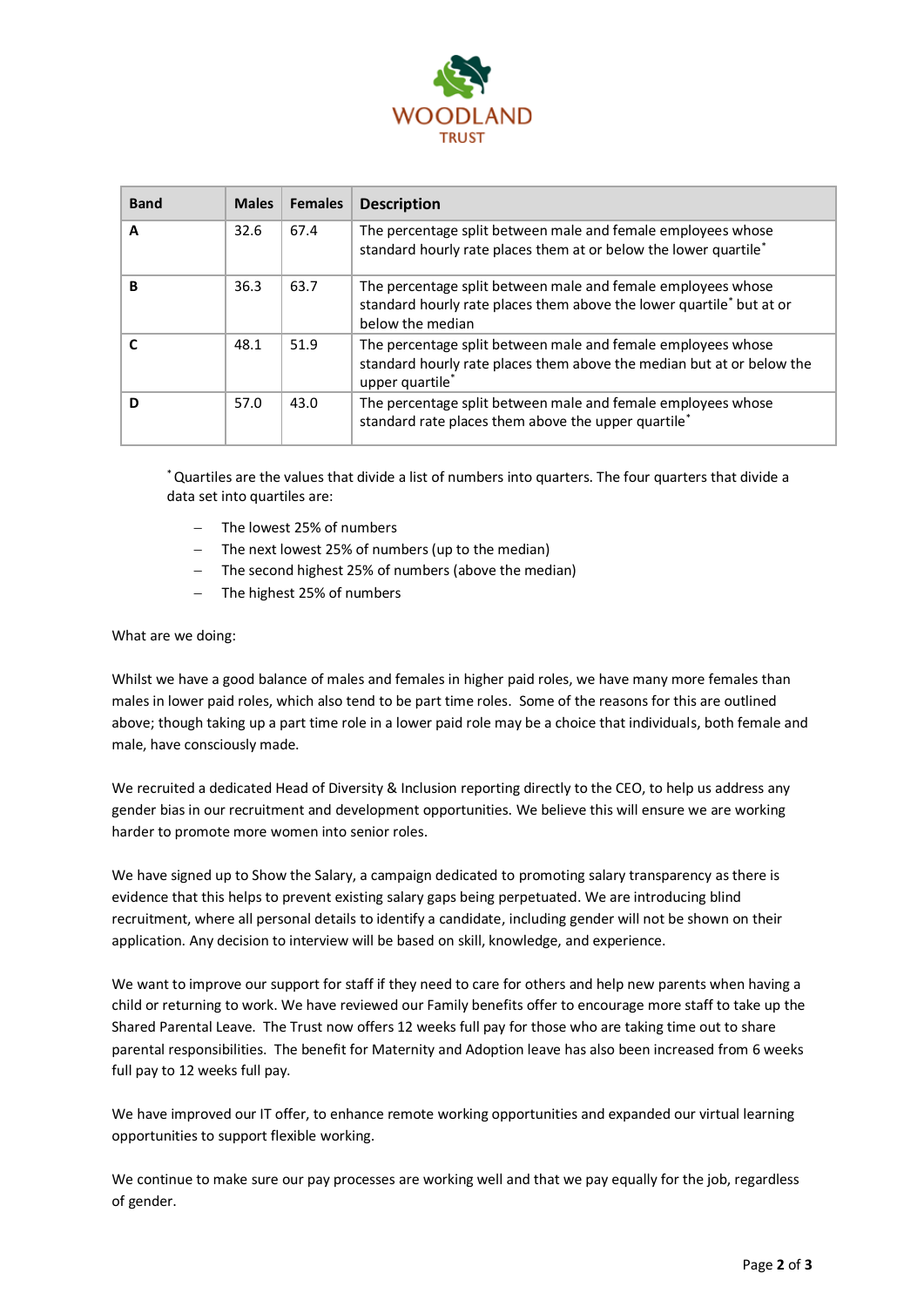| Band | Males | Females | Description |
|---|---|---|---|
| **A** | 32.6 | 67.4 | The percentage split between male and female employees whose standard hourly rate places them at or below the lower quartile* |
| **B** | 36.3 | 63.7 | The percentage split between male and female employees whose standard hourly rate places them above the lower quartile* but at or below the median |
| **C** | 48.1 | 51.9 | The percentage split between male and female employees whose standard hourly rate places them above the median but at or below the upper quartile* |
| **D** | 57.0 | 43.0 | The percentage split between male and female employees whose standard rate places them above the upper quartile* |

*Quartiles are the values that divide a list of numbers into quarters. The four quarters that divide a data set into quartiles are:

- The lowest 25% of numbers
- The next lowest 25% of numbers (up to the median)
- The second highest 25% of numbers (above the median)
- The highest 25% of numbers

What are we doing:

Whilst we have a good balance of males and females in higher paid roles, we have many more females than males in lower paid roles, which also tend to be part time roles. Some of the reasons for this are outlined above; though taking up a part time role in a lower paid role may be a choice that individuals, both female and male, have consciously made.

We recruited a dedicated Head of Diversity & Inclusion reporting directly to the CEO, to help us address any gender bias in our recruitment and development opportunities. We believe this will ensure we are working harder to promote more women into senior roles.

We have signed up to Show the Salary, a campaign dedicated to promoting salary transparency as there is evidence that this helps to prevent existing salary gaps being perpetuated. We are introducing blind recruitment, where all personal details to identify a candidate, including gender will not be shown on their application. Any decision to interview will be based on skill, knowledge, and experience.

We want to improve our support for staff if they need to care for others and help new parents when having a child or returning to work. We have reviewed our Family benefits offer to encourage more staff to take up the Shared Parental Leave. The Trust now offers 12 weeks full pay for those who are taking time out to share parental responsibilities. The benefit for Maternity and Adoption leave has also been increased from 6 weeks full pay to 12 weeks full pay.

We have improved our IT offer, to enhance remote working opportunities and expanded our virtual learning opportunities to support flexible working.

We continue to make sure our pay processes are working well and that we pay equally for the job, regardless of gender.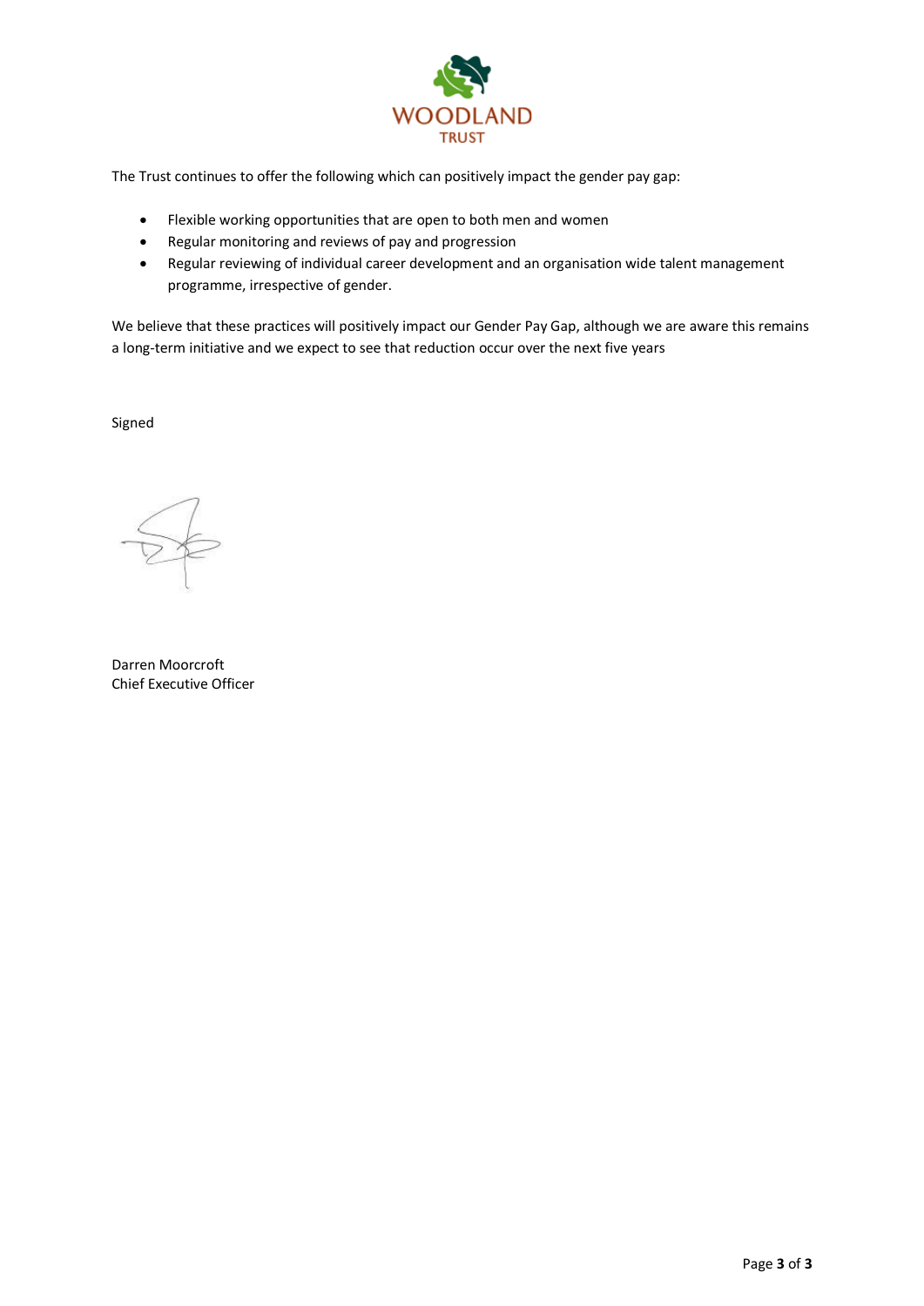The Trust continues to offer the following which can positively impact the gender pay gap:

- Flexible working opportunities that are open to both men and women
- Regular monitoring and reviews of pay and progression
- Regular reviewing of individual career development and an organisation wide talent management programme, irrespective of gender.

We believe that these practices will positively impact our Gender Pay Gap, although we are aware this remains a long-term initiative and we expect to see that reduction occur over the next five years

Signed

Darren Moorcroft
Chief Executive Officer